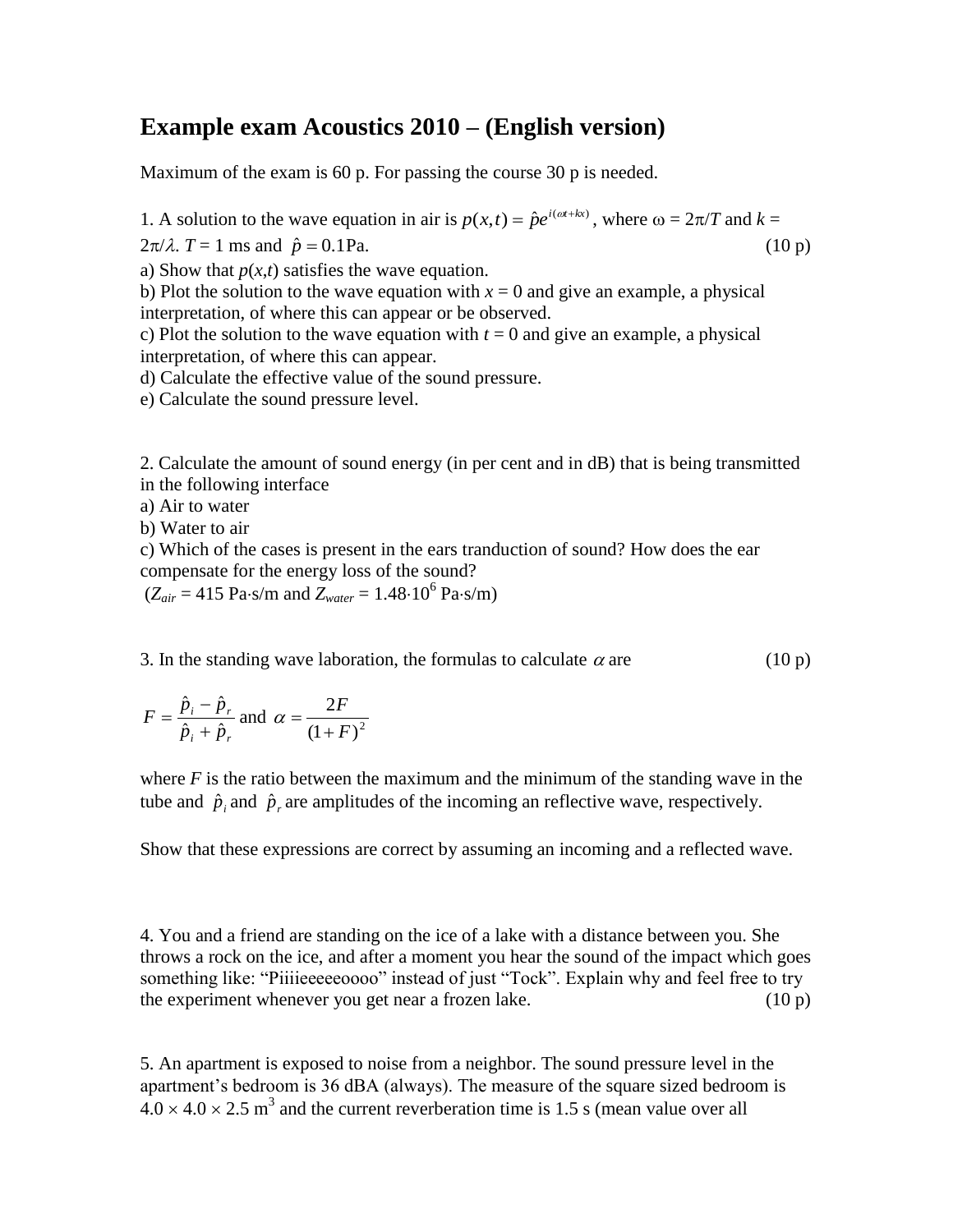# Example exam Acoustics 2010 – (English version)

Maximum of the exam is 60 p. For passing the course 30 p is needed.

1. A solution to the wave equation in air is $p(x,t) = \hat{p}e^{i(\omega t + kx)}$, where $\omega = 2\pi/T$ and $k = 2\pi/\lambda$. $T = 1$ ms and $\hat{p} = 0.1\text{Pa}$. (10 p)

a) Show that $p(x,t)$ satisfies the wave equation.
b) Plot the solution to the wave equation with $x = 0$ and give an example, a physical interpretation, of where this can appear or be observed.
c) Plot the solution to the wave equation with $t = 0$ and give an example, a physical interpretation, of where this can appear.
d) Calculate the effective value of the sound pressure.
e) Calculate the sound pressure level.

2. Calculate the amount of sound energy (in per cent and in dB) that is being transmitted in the following interface
a) Air to water
b) Water to air
c) Which of the cases is present in the ears tranduction of sound? How does the ear compensate for the energy loss of the sound?
($Z_{air} = 415$ Pa·s/m and $Z_{water} = 1.48 \cdot 10^6$ Pa·s/m)

3. In the standing wave laboration, the formulas to calculate $\alpha$ are (10 p)

$$F = \frac{\hat{p}_i - \hat{p}_r}{\hat{p}_i + \hat{p}_r} \text{ and } \alpha = \frac{2F}{(1+F)^2}$$

where $F$ is the ratio between the maximum and the minimum of the standing wave in the tube and $\hat{p}_i$ and $\hat{p}_r$ are amplitudes of the incoming an reflective wave, respectively.

Show that these expressions are correct by assuming an incoming and a reflected wave.

4. You and a friend are standing on the ice of a lake with a distance between you. She throws a rock on the ice, and after a moment you hear the sound of the impact which goes something like: "Piiiieeeeeoooo" instead of just "Tock". Explain why and feel free to try the experiment whenever you get near a frozen lake. (10 p)

5. An apartment is exposed to noise from a neighbor. The sound pressure level in the apartment's bedroom is 36 dBA (always). The measure of the square sized bedroom is $4.0 \times 4.0 \times 2.5$ m$^3$ and the current reverberation time is 1.5 s (mean value over all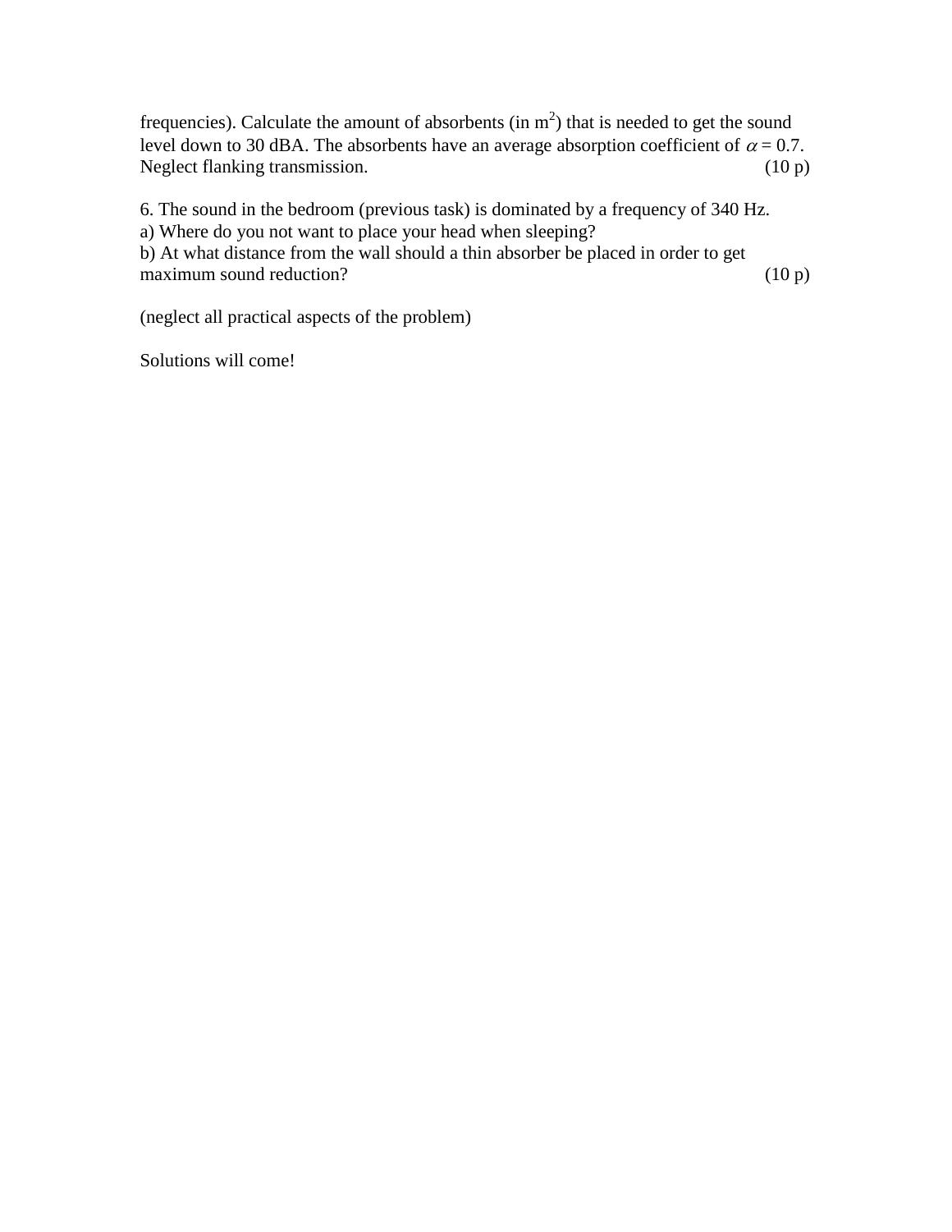frequencies). Calculate the amount of absorbents (in $m^2$) that is needed to get the sound level down to 30 dBA. The absorbents have an average absorption coefficient of $\alpha = 0.7$. Neglect flanking transmission. (10 p)

6. The sound in the bedroom (previous task) is dominated by a frequency of 340 Hz.
a) Where do you not want to place your head when sleeping?
b) At what distance from the wall should a thin absorber be placed in order to get maximum sound reduction? (10 p)

(neglect all practical aspects of the problem)

Solutions will come!